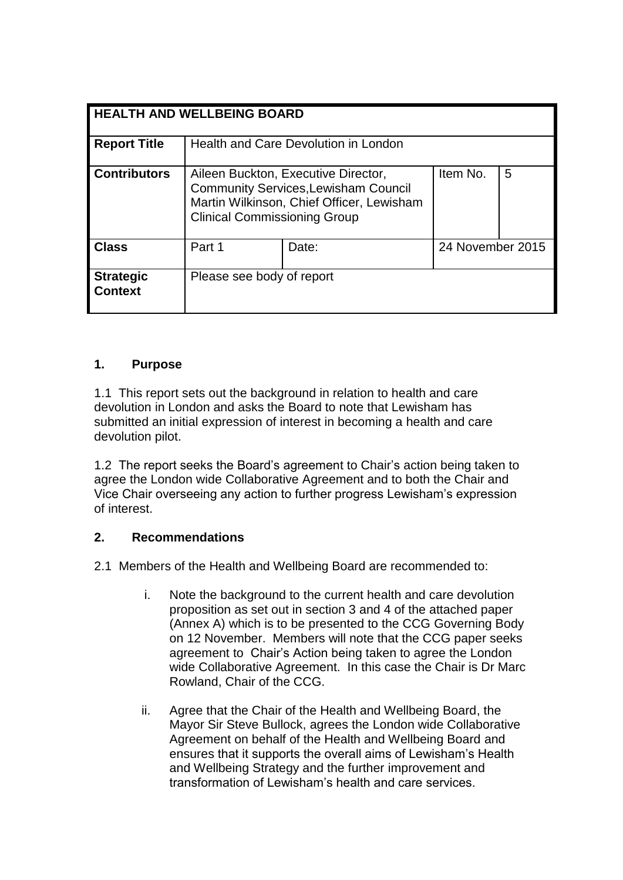| HEALTH AND WELLBEING BOARD | | | | |
|---|---|---|---|---|
| **Report Title** | Health and Care Devolution in London | | | |
| **Contributors** | Aileen Buckton, Executive Director, Community Services,Lewisham Council<br>Martin Wilkinson, Chief Officer, Lewisham Clinical Commissioning Group | | Item No. | 5 |
| **Class** | Part 1 | Date: | 24 November 2015 | |
| **Strategic Context** | Please see body of report | | | |

## 1. Purpose

1.1 This report sets out the background in relation to health and care devolution in London and asks the Board to note that Lewisham has submitted an initial expression of interest in becoming a health and care devolution pilot.

1.2 The report seeks the Board's agreement to Chair's action being taken to agree the London wide Collaborative Agreement and to both the Chair and Vice Chair overseeing any action to further progress Lewisham's expression of interest.

## 2. Recommendations

2.1 Members of the Health and Wellbeing Board are recommended to:

i. Note the background to the current health and care devolution proposition as set out in section 3 and 4 of the attached paper (Annex A) which is to be presented to the CCG Governing Body on 12 November. Members will note that the CCG paper seeks agreement to Chair's Action being taken to agree the London wide Collaborative Agreement. In this case the Chair is Dr Marc Rowland, Chair of the CCG.

ii. Agree that the Chair of the Health and Wellbeing Board, the Mayor Sir Steve Bullock, agrees the London wide Collaborative Agreement on behalf of the Health and Wellbeing Board and ensures that it supports the overall aims of Lewisham's Health and Wellbeing Strategy and the further improvement and transformation of Lewisham's health and care services.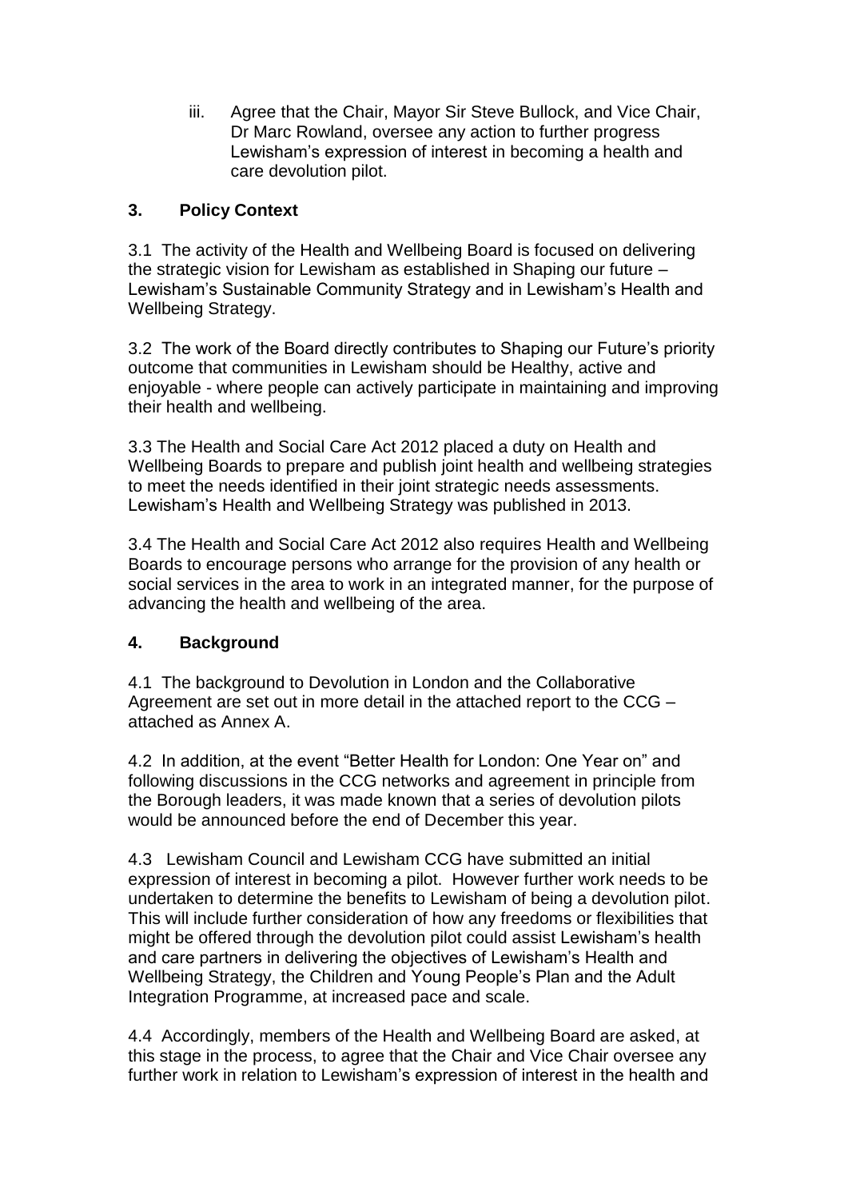iii. Agree that the Chair, Mayor Sir Steve Bullock, and Vice Chair, Dr Marc Rowland, oversee any action to further progress Lewisham's expression of interest in becoming a health and care devolution pilot.

## 3. Policy Context

3.1 The activity of the Health and Wellbeing Board is focused on delivering the strategic vision for Lewisham as established in Shaping our future – Lewisham's Sustainable Community Strategy and in Lewisham's Health and Wellbeing Strategy.

3.2 The work of the Board directly contributes to Shaping our Future's priority outcome that communities in Lewisham should be Healthy, active and enjoyable - where people can actively participate in maintaining and improving their health and wellbeing.

3.3 The Health and Social Care Act 2012 placed a duty on Health and Wellbeing Boards to prepare and publish joint health and wellbeing strategies to meet the needs identified in their joint strategic needs assessments. Lewisham's Health and Wellbeing Strategy was published in 2013.

3.4 The Health and Social Care Act 2012 also requires Health and Wellbeing Boards to encourage persons who arrange for the provision of any health or social services in the area to work in an integrated manner, for the purpose of advancing the health and wellbeing of the area.

## 4. Background

4.1 The background to Devolution in London and the Collaborative Agreement are set out in more detail in the attached report to the CCG – attached as Annex A.

4.2 In addition, at the event "Better Health for London: One Year on" and following discussions in the CCG networks and agreement in principle from the Borough leaders, it was made known that a series of devolution pilots would be announced before the end of December this year.

4.3 Lewisham Council and Lewisham CCG have submitted an initial expression of interest in becoming a pilot. However further work needs to be undertaken to determine the benefits to Lewisham of being a devolution pilot. This will include further consideration of how any freedoms or flexibilities that might be offered through the devolution pilot could assist Lewisham's health and care partners in delivering the objectives of Lewisham's Health and Wellbeing Strategy, the Children and Young People's Plan and the Adult Integration Programme, at increased pace and scale.

4.4 Accordingly, members of the Health and Wellbeing Board are asked, at this stage in the process, to agree that the Chair and Vice Chair oversee any further work in relation to Lewisham's expression of interest in the health and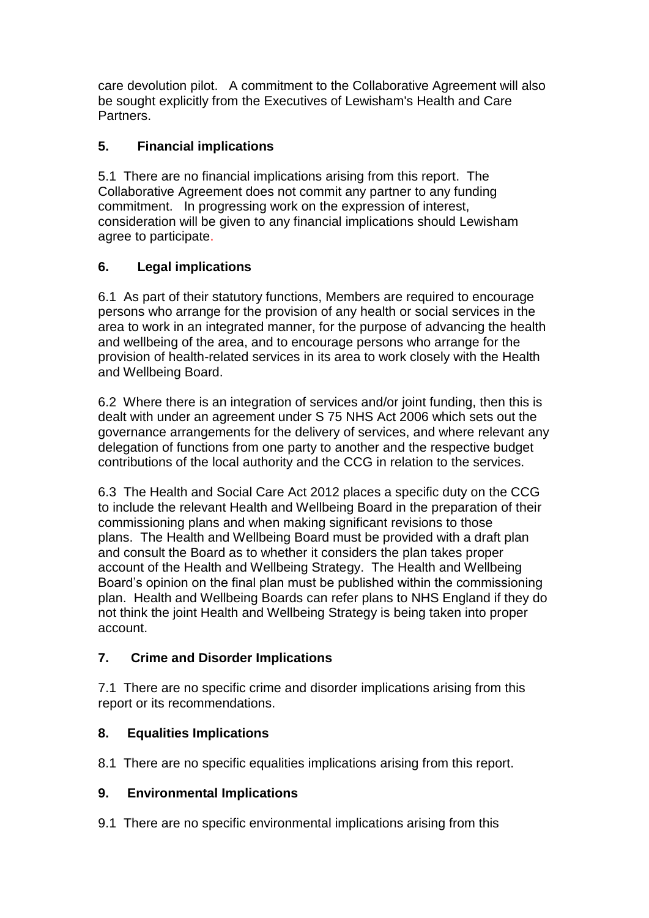care devolution pilot. A commitment to the Collaborative Agreement will also be sought explicitly from the Executives of Lewisham's Health and Care Partners.

## 5. Financial implications

5.1 There are no financial implications arising from this report. The Collaborative Agreement does not commit any partner to any funding commitment. In progressing work on the expression of interest, consideration will be given to any financial implications should Lewisham agree to participate.

## 6. Legal implications

6.1 As part of their statutory functions, Members are required to encourage persons who arrange for the provision of any health or social services in the area to work in an integrated manner, for the purpose of advancing the health and wellbeing of the area, and to encourage persons who arrange for the provision of health-related services in its area to work closely with the Health and Wellbeing Board.

6.2 Where there is an integration of services and/or joint funding, then this is dealt with under an agreement under S 75 NHS Act 2006 which sets out the governance arrangements for the delivery of services, and where relevant any delegation of functions from one party to another and the respective budget contributions of the local authority and the CCG in relation to the services.

6.3 The Health and Social Care Act 2012 places a specific duty on the CCG to include the relevant Health and Wellbeing Board in the preparation of their commissioning plans and when making significant revisions to those plans. The Health and Wellbeing Board must be provided with a draft plan and consult the Board as to whether it considers the plan takes proper account of the Health and Wellbeing Strategy. The Health and Wellbeing Board's opinion on the final plan must be published within the commissioning plan. Health and Wellbeing Boards can refer plans to NHS England if they do not think the joint Health and Wellbeing Strategy is being taken into proper account.

## 7. Crime and Disorder Implications

7.1 There are no specific crime and disorder implications arising from this report or its recommendations.

## 8. Equalities Implications

8.1 There are no specific equalities implications arising from this report.

## 9. Environmental Implications

9.1 There are no specific environmental implications arising from this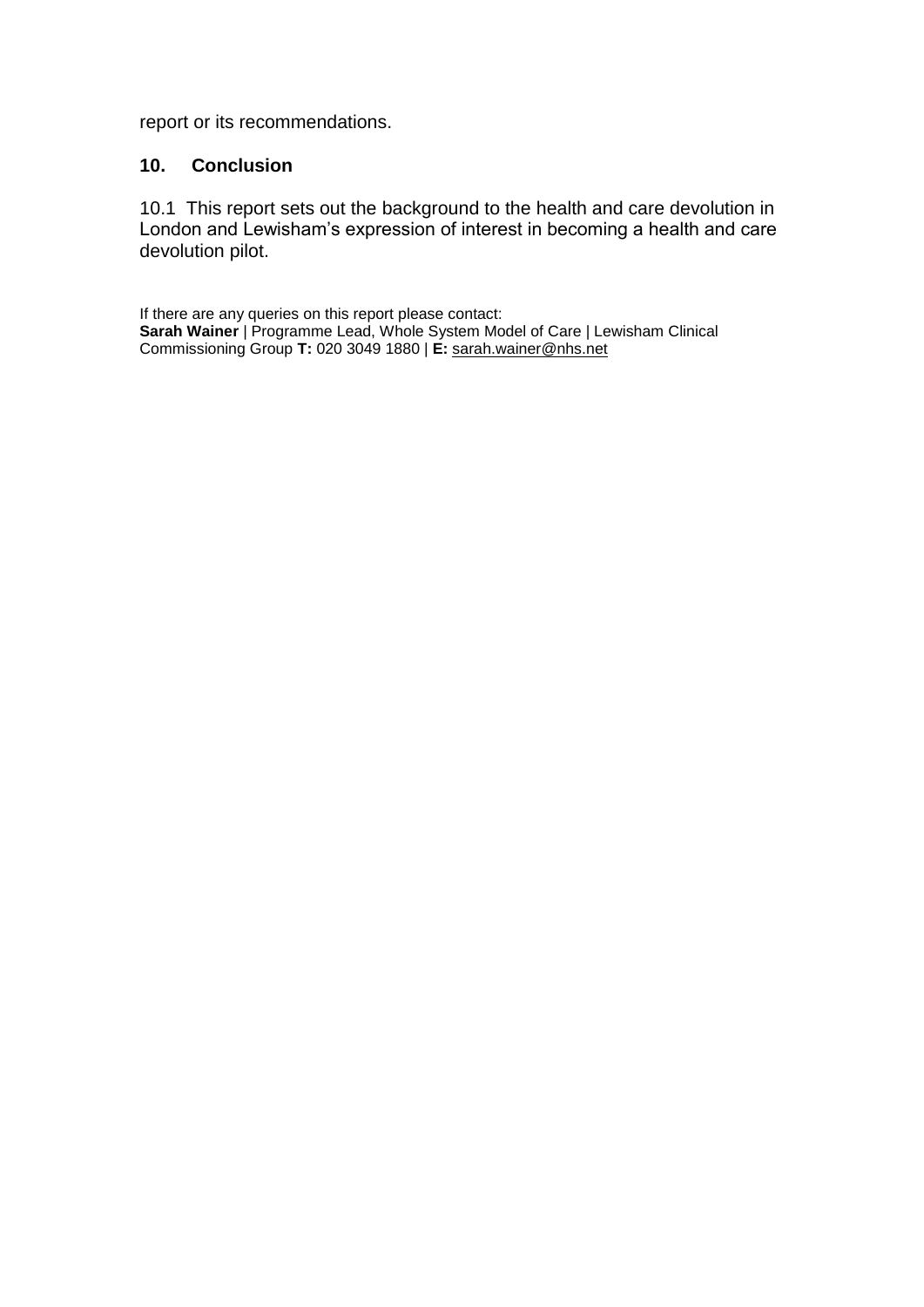report or its recommendations.

## 10. Conclusion

10.1 This report sets out the background to the health and care devolution in London and Lewisham's expression of interest in becoming a health and care devolution pilot.

If there are any queries on this report please contact:
**Sarah Wainer** | Programme Lead, Whole System Model of Care | Lewisham Clinical Commissioning Group **T:** 020 3049 1880 | **E:** sarah.wainer@nhs.net